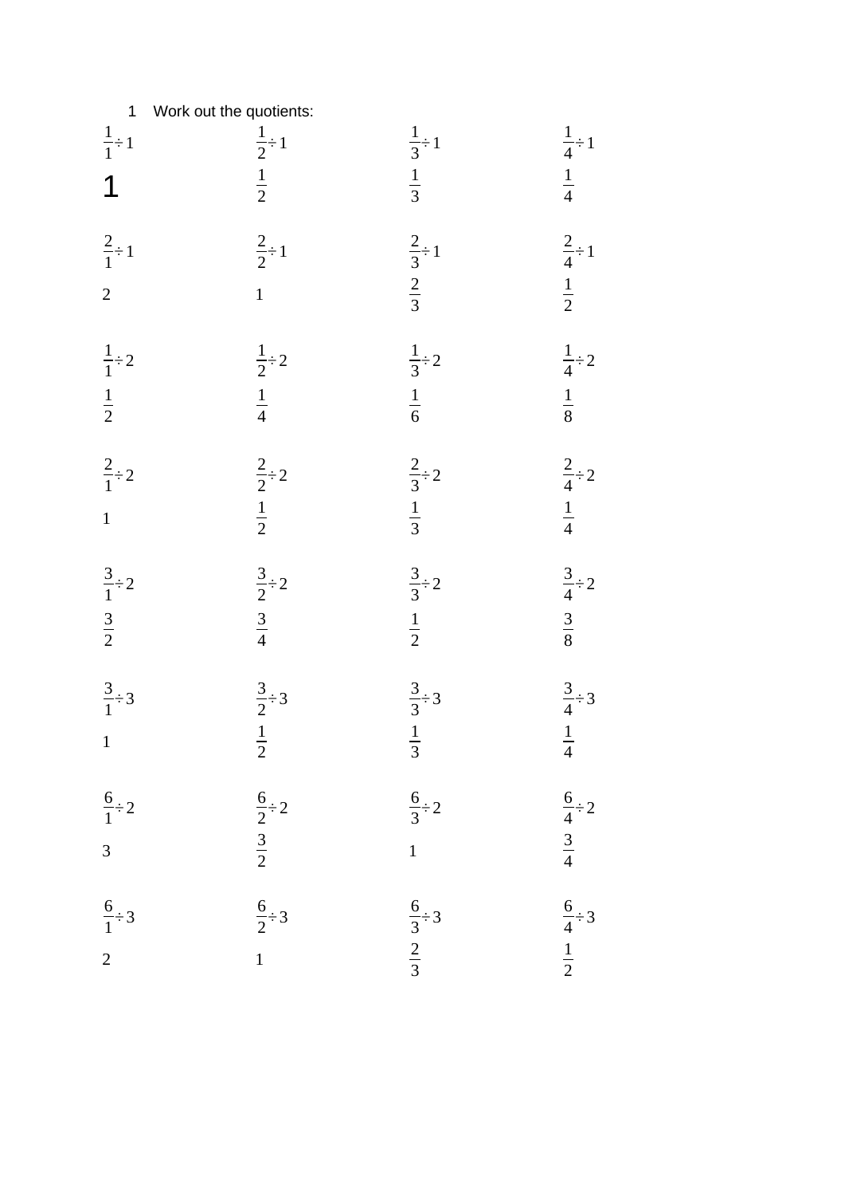1 Work out the quotients:

| | | | |
|---|---|---|---|
| $\frac{1}{1} \div 1$ | $\frac{1}{2} \div 1$ | $\frac{1}{3} \div 1$ | $\frac{1}{4} \div 1$ |
| 1 | $\frac{1}{2}$ | $\frac{1}{3}$ | $\frac{1}{4}$ |
| $\frac{2}{1} \div 1$ | $\frac{2}{2} \div 1$ | $\frac{2}{3} \div 1$ | $\frac{2}{4} \div 1$ |
| 2 | 1 | $\frac{2}{3}$ | $\frac{1}{2}$ |
| $\frac{1}{1} \div 2$ | $\frac{1}{2} \div 2$ | $\frac{1}{3} \div 2$ | $\frac{1}{4} \div 2$ |
| $\frac{1}{2}$ | $\frac{1}{4}$ | $\frac{1}{6}$ | $\frac{1}{8}$ |
| $\frac{2}{1} \div 2$ | $\frac{2}{2} \div 2$ | $\frac{2}{3} \div 2$ | $\frac{2}{4} \div 2$ |
| 1 | $\frac{1}{2}$ | $\frac{1}{3}$ | $\frac{1}{4}$ |
| $\frac{3}{1} \div 2$ | $\frac{3}{2} \div 2$ | $\frac{3}{3} \div 2$ | $\frac{3}{4} \div 2$ |
| $\frac{3}{2}$ | $\frac{3}{4}$ | $\frac{1}{2}$ | $\frac{3}{8}$ |
| $\frac{3}{1} \div 3$ | $\frac{3}{2} \div 3$ | $\frac{3}{3} \div 3$ | $\frac{3}{4} \div 3$ |
| 1 | $\frac{1}{2}$ | $\frac{1}{3}$ | $\frac{1}{4}$ |
| $\frac{6}{1} \div 2$ | $\frac{6}{2} \div 2$ | $\frac{6}{3} \div 2$ | $\frac{6}{4} \div 2$ |
| 3 | $\frac{3}{2}$ | 1 | $\frac{3}{4}$ |
| $\frac{6}{1} \div 3$ | $\frac{6}{2} \div 3$ | $\frac{6}{3} \div 3$ | $\frac{6}{4} \div 3$ |
| 2 | 1 | $\frac{2}{3}$ | $\frac{1}{2}$ |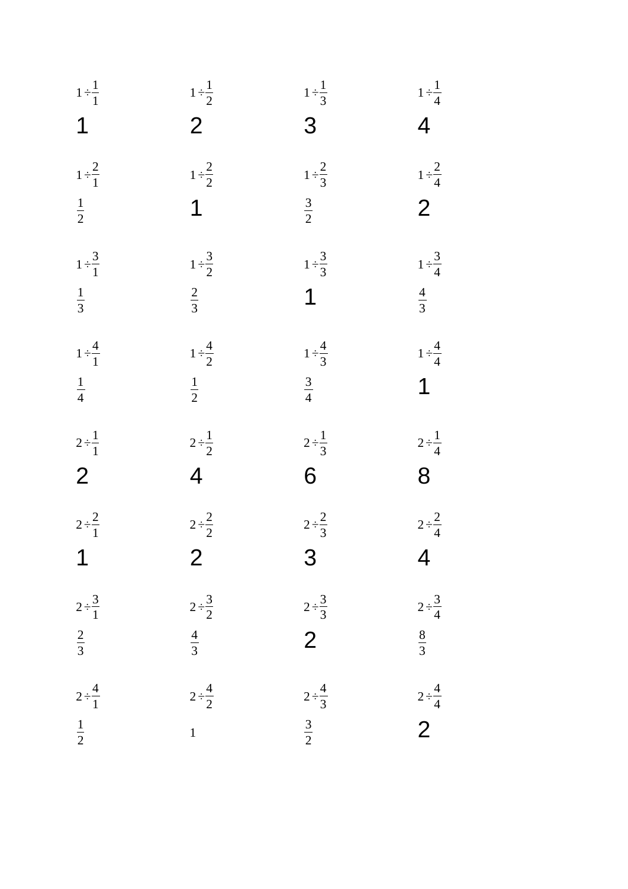| | | | |
|---|---|---|---|
| $1 \div \frac{1}{1}$ | $1 \div \frac{1}{2}$ | $1 \div \frac{1}{3}$ | $1 \div \frac{1}{4}$ |
| 1 | 2 | 3 | 4 |
| $1 \div \frac{2}{1}$ | $1 \div \frac{2}{2}$ | $1 \div \frac{2}{3}$ | $1 \div \frac{2}{4}$ |
| $\frac{1}{2}$ | 1 | $\frac{3}{2}$ | 2 |
| $1 \div \frac{3}{1}$ | $1 \div \frac{3}{2}$ | $1 \div \frac{3}{3}$ | $1 \div \frac{3}{4}$ |
| $\frac{1}{3}$ | $\frac{2}{3}$ | 1 | $\frac{4}{3}$ |
| $1 \div \frac{4}{1}$ | $1 \div \frac{4}{2}$ | $1 \div \frac{4}{3}$ | $1 \div \frac{4}{4}$ |
| $\frac{1}{4}$ | $\frac{1}{2}$ | $\frac{3}{4}$ | 1 |
| $2 \div \frac{1}{1}$ | $2 \div \frac{1}{2}$ | $2 \div \frac{1}{3}$ | $2 \div \frac{1}{4}$ |
| 2 | 4 | 6 | 8 |
| $2 \div \frac{2}{1}$ | $2 \div \frac{2}{2}$ | $2 \div \frac{2}{3}$ | $2 \div \frac{2}{4}$ |
| 1 | 2 | 3 | 4 |
| $2 \div \frac{3}{1}$ | $2 \div \frac{3}{2}$ | $2 \div \frac{3}{3}$ | $2 \div \frac{3}{4}$ |
| $\frac{2}{3}$ | $\frac{4}{3}$ | 2 | $\frac{8}{3}$ |
| $2 \div \frac{4}{1}$ | $2 \div \frac{4}{2}$ | $2 \div \frac{4}{3}$ | $2 \div \frac{4}{4}$ |
| $\frac{1}{2}$ | 1 | $\frac{3}{2}$ | 2 |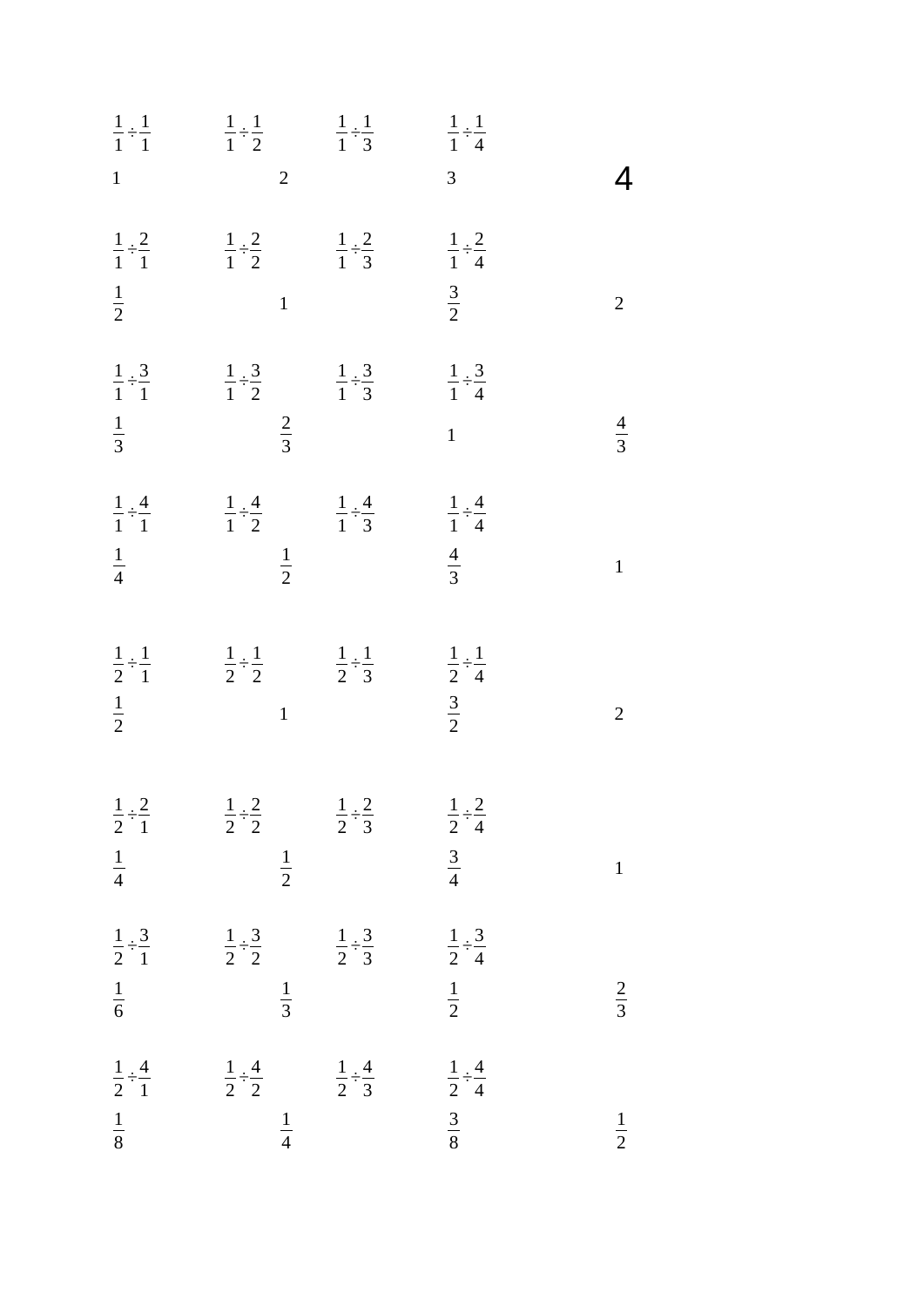| | | | |
|---|---|---|---|
| $\frac{1}{1} \div \frac{1}{1}$ | $\frac{1}{1} \div \frac{1}{2}$ | $\frac{1}{1} \div \frac{1}{3}$ | $\frac{1}{1} \div \frac{1}{4}$ |
| 1 | 2 | 3 | 4 |
| $\frac{1}{1} \div \frac{2}{1}$ | $\frac{1}{1} \div \frac{2}{2}$ | $\frac{1}{1} \div \frac{2}{3}$ | $\frac{1}{1} \div \frac{2}{4}$ |
| $\frac{1}{2}$ | 1 | $\frac{3}{2}$ | 2 |
| $\frac{1}{1} \div \frac{3}{1}$ | $\frac{1}{1} \div \frac{3}{2}$ | $\frac{1}{1} \div \frac{3}{3}$ | $\frac{1}{1} \div \frac{3}{4}$ |
| $\frac{1}{3}$ | $\frac{2}{3}$ | 1 | $\frac{4}{3}$ |
| $\frac{1}{1} \div \frac{4}{1}$ | $\frac{1}{1} \div \frac{4}{2}$ | $\frac{1}{1} \div \frac{4}{3}$ | $\frac{1}{1} \div \frac{4}{4}$ |
| $\frac{1}{4}$ | $\frac{1}{2}$ | $\frac{4}{3}$ | 1 |
| $\frac{1}{2} \div \frac{1}{1}$ | $\frac{1}{2} \div \frac{1}{2}$ | $\frac{1}{2} \div \frac{1}{3}$ | $\frac{1}{2} \div \frac{1}{4}$ |
| $\frac{1}{2}$ | 1 | $\frac{3}{2}$ | 2 |
| $\frac{1}{2} \div \frac{2}{1}$ | $\frac{1}{2} \div \frac{2}{2}$ | $\frac{1}{2} \div \frac{2}{3}$ | $\frac{1}{2} \div \frac{2}{4}$ |
| $\frac{1}{4}$ | $\frac{1}{2}$ | $\frac{3}{4}$ | 1 |
| $\frac{1}{2} \div \frac{3}{1}$ | $\frac{1}{2} \div \frac{3}{2}$ | $\frac{1}{2} \div \frac{3}{3}$ | $\frac{1}{2} \div \frac{3}{4}$ |
| $\frac{1}{6}$ | $\frac{1}{3}$ | $\frac{1}{2}$ | $\frac{2}{3}$ |
| $\frac{1}{2} \div \frac{4}{1}$ | $\frac{1}{2} \div \frac{4}{2}$ | $\frac{1}{2} \div \frac{4}{3}$ | $\frac{1}{2} \div \frac{4}{4}$ |
| $\frac{1}{8}$ | $\frac{1}{4}$ | $\frac{3}{8}$ | $\frac{1}{2}$ |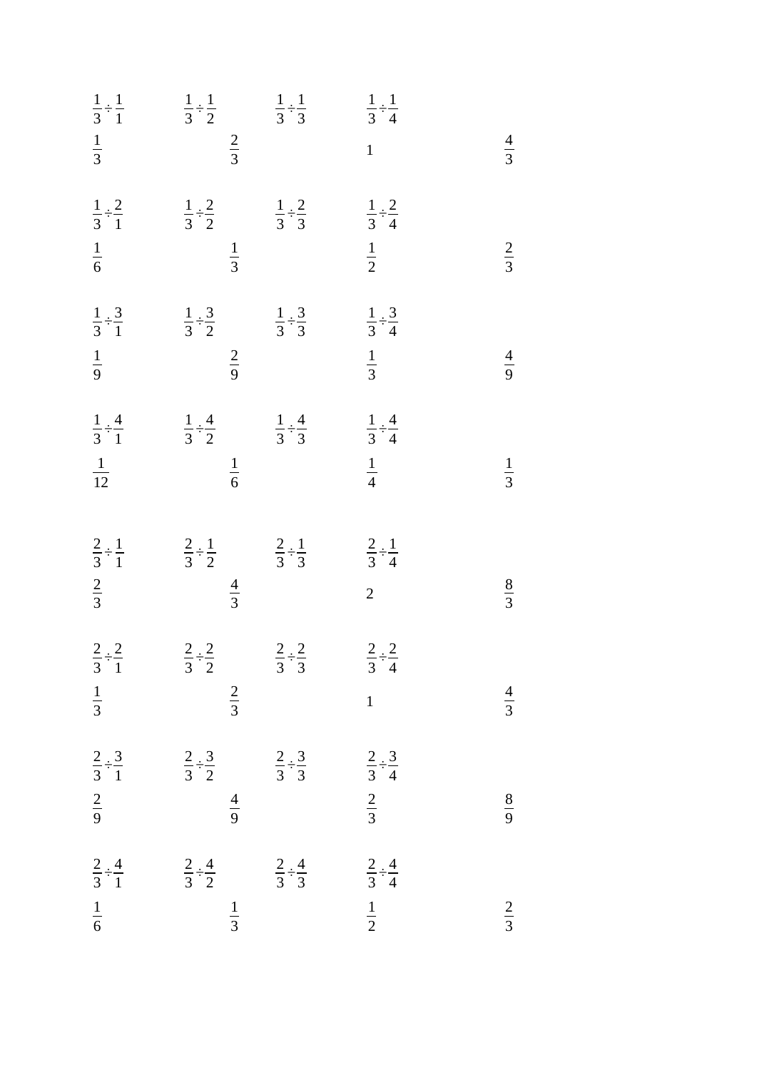$\frac{1}{3} \div \frac{1}{1}$ $\frac{1}{3} \div \frac{1}{2}$ $\frac{1}{3} \div \frac{1}{3}$ $\frac{1}{3} \div \frac{1}{4}$

$\frac{1}{3}$ $\frac{2}{3}$ $1$ $\frac{4}{3}$

$\frac{1}{3} \div \frac{2}{1}$ $\frac{1}{3} \div \frac{2}{2}$ $\frac{1}{3} \div \frac{2}{3}$ $\frac{1}{3} \div \frac{2}{4}$

$\frac{1}{6}$ $\frac{1}{3}$ $\frac{1}{2}$ $\frac{2}{3}$

$\frac{1}{3} \div \frac{3}{1}$ $\frac{1}{3} \div \frac{3}{2}$ $\frac{1}{3} \div \frac{3}{3}$ $\frac{1}{3} \div \frac{3}{4}$

$\frac{1}{9}$ $\frac{2}{9}$ $\frac{1}{3}$ $\frac{4}{9}$

$\frac{1}{3} \div \frac{4}{1}$ $\frac{1}{3} \div \frac{4}{2}$ $\frac{1}{3} \div \frac{4}{3}$ $\frac{1}{3} \div \frac{4}{4}$

$\frac{1}{12}$ $\frac{1}{6}$ $\frac{1}{4}$ $\frac{1}{3}$

$\frac{2}{3} \div \frac{1}{1}$ $\frac{2}{3} \div \frac{1}{2}$ $\frac{2}{3} \div \frac{1}{3}$ $\frac{2}{3} \div \frac{1}{4}$

$\frac{2}{3}$ $\frac{4}{3}$ $2$ $\frac{8}{3}$

$\frac{2}{3} \div \frac{2}{1}$ $\frac{2}{3} \div \frac{2}{2}$ $\frac{2}{3} \div \frac{2}{3}$ $\frac{2}{3} \div \frac{2}{4}$

$\frac{1}{3}$ $\frac{2}{3}$ $1$ $\frac{4}{3}$

$\frac{2}{3} \div \frac{3}{1}$ $\frac{2}{3} \div \frac{3}{2}$ $\frac{2}{3} \div \frac{3}{3}$ $\frac{2}{3} \div \frac{3}{4}$

$\frac{2}{9}$ $\frac{4}{9}$ $\frac{2}{3}$ $\frac{8}{9}$

$\frac{2}{3} \div \frac{4}{1}$ $\frac{2}{3} \div \frac{4}{2}$ $\frac{2}{3} \div \frac{4}{3}$ $\frac{2}{3} \div \frac{4}{4}$

$\frac{1}{6}$ $\frac{1}{3}$ $\frac{1}{2}$ $\frac{2}{3}$